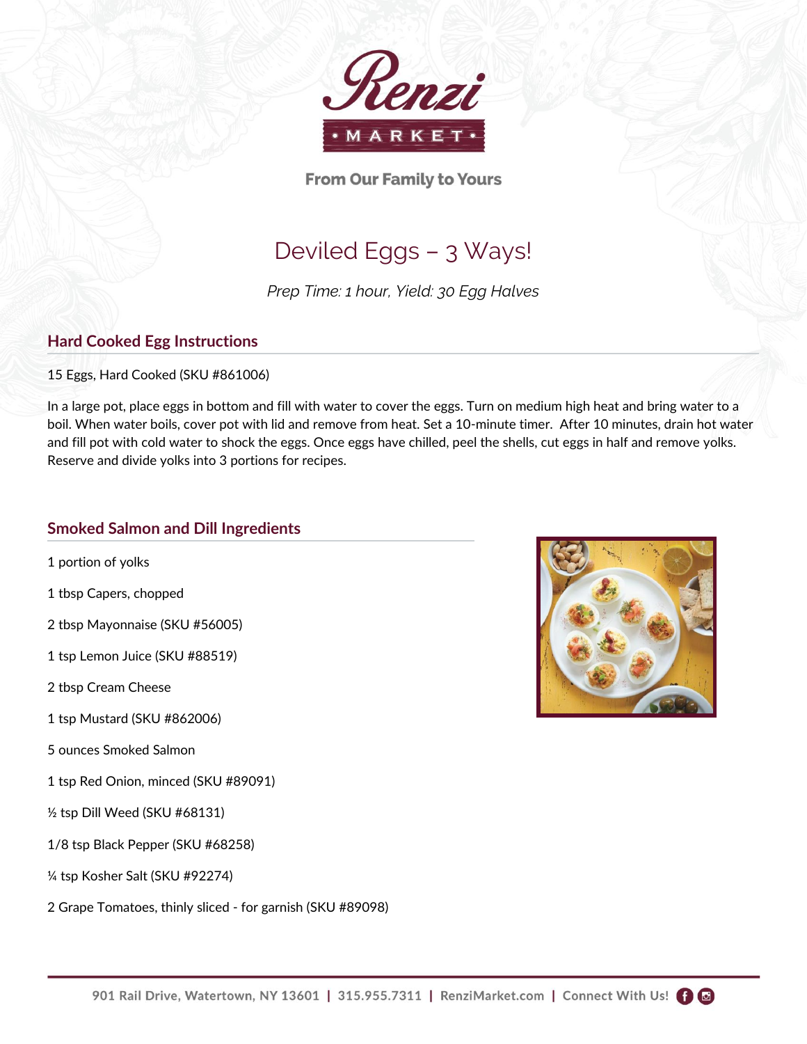Renzi
MARKET

From Our Family to Yours

# Deviled Eggs – 3 Ways!

*Prep Time: 1 hour, Yield: 30 Egg Halves*

## Hard Cooked Egg Instructions

15 Eggs, Hard Cooked (SKU #861006)

In a large pot, place eggs in bottom and fill with water to cover the eggs. Turn on medium high heat and bring water to a boil. When water boils, cover pot with lid and remove from heat. Set a 10-minute timer. After 10 minutes, drain hot water and fill pot with cold water to shock the eggs. Once eggs have chilled, peel the shells, cut eggs in half and remove yolks. Reserve and divide yolks into 3 portions for recipes.

## Smoked Salmon and Dill Ingredients

1 portion of yolks

1 tbsp Capers, chopped

2 tbsp Mayonnaise (SKU #56005)

1 tsp Lemon Juice (SKU #88519)

2 tbsp Cream Cheese

1 tsp Mustard (SKU #862006)

5 ounces Smoked Salmon

1 tsp Red Onion, minced (SKU #89091)

½ tsp Dill Weed (SKU #68131)

1/8 tsp Black Pepper (SKU #68258)

¼ tsp Kosher Salt (SKU #92274)

2 Grape Tomatoes, thinly sliced - for garnish (SKU #89098)

901 Rail Drive, Watertown, NY 13601 | 315.955.7311 | RenziMarket.com | Connect With Us!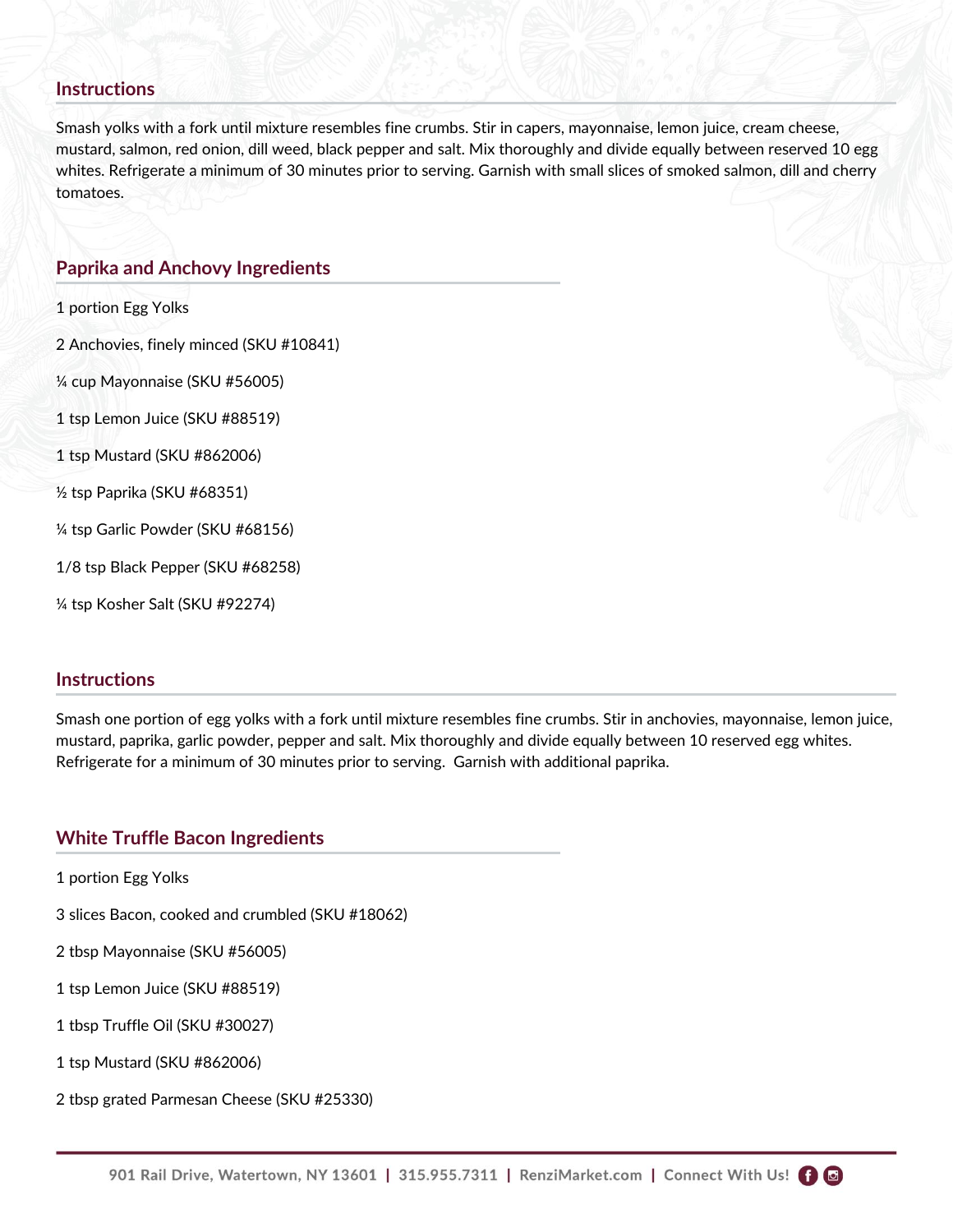## Instructions

Smash yolks with a fork until mixture resembles fine crumbs. Stir in capers, mayonnaise, lemon juice, cream cheese, mustard, salmon, red onion, dill weed, black pepper and salt. Mix thoroughly and divide equally between reserved 10 egg whites. Refrigerate a minimum of 30 minutes prior to serving. Garnish with small slices of smoked salmon, dill and cherry tomatoes.

## Paprika and Anchovy Ingredients

1 portion Egg Yolks

2 Anchovies, finely minced (SKU #10841)

¼ cup Mayonnaise (SKU #56005)

1 tsp Lemon Juice (SKU #88519)

1 tsp Mustard (SKU #862006)

½ tsp Paprika (SKU #68351)

¼ tsp Garlic Powder (SKU #68156)

1/8 tsp Black Pepper (SKU #68258)

¼ tsp Kosher Salt (SKU #92274)

## Instructions

Smash one portion of egg yolks with a fork until mixture resembles fine crumbs. Stir in anchovies, mayonnaise, lemon juice, mustard, paprika, garlic powder, pepper and salt. Mix thoroughly and divide equally between 10 reserved egg whites. Refrigerate for a minimum of 30 minutes prior to serving. Garnish with additional paprika.

## White Truffle Bacon Ingredients

1 portion Egg Yolks

3 slices Bacon, cooked and crumbled (SKU #18062)

2 tbsp Mayonnaise (SKU #56005)

1 tsp Lemon Juice (SKU #88519)

1 tbsp Truffle Oil (SKU #30027)

1 tsp Mustard (SKU #862006)

2 tbsp grated Parmesan Cheese (SKU #25330)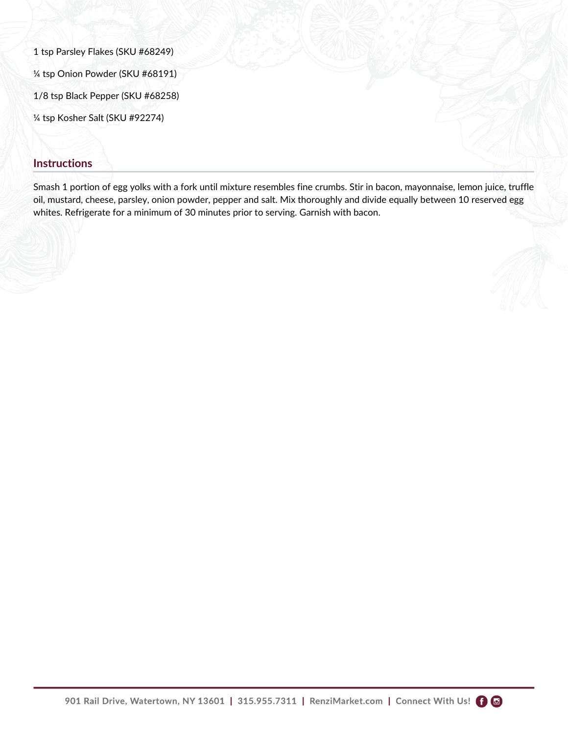1 tsp Parsley Flakes (SKU #68249)

¼ tsp Onion Powder (SKU #68191)

1/8 tsp Black Pepper (SKU #68258)

¼ tsp Kosher Salt (SKU #92274)

## Instructions

Smash 1 portion of egg yolks with a fork until mixture resembles fine crumbs. Stir in bacon, mayonnaise, lemon juice, truffle oil, mustard, cheese, parsley, onion powder, pepper and salt. Mix thoroughly and divide equally between 10 reserved egg whites. Refrigerate for a minimum of 30 minutes prior to serving. Garnish with bacon.